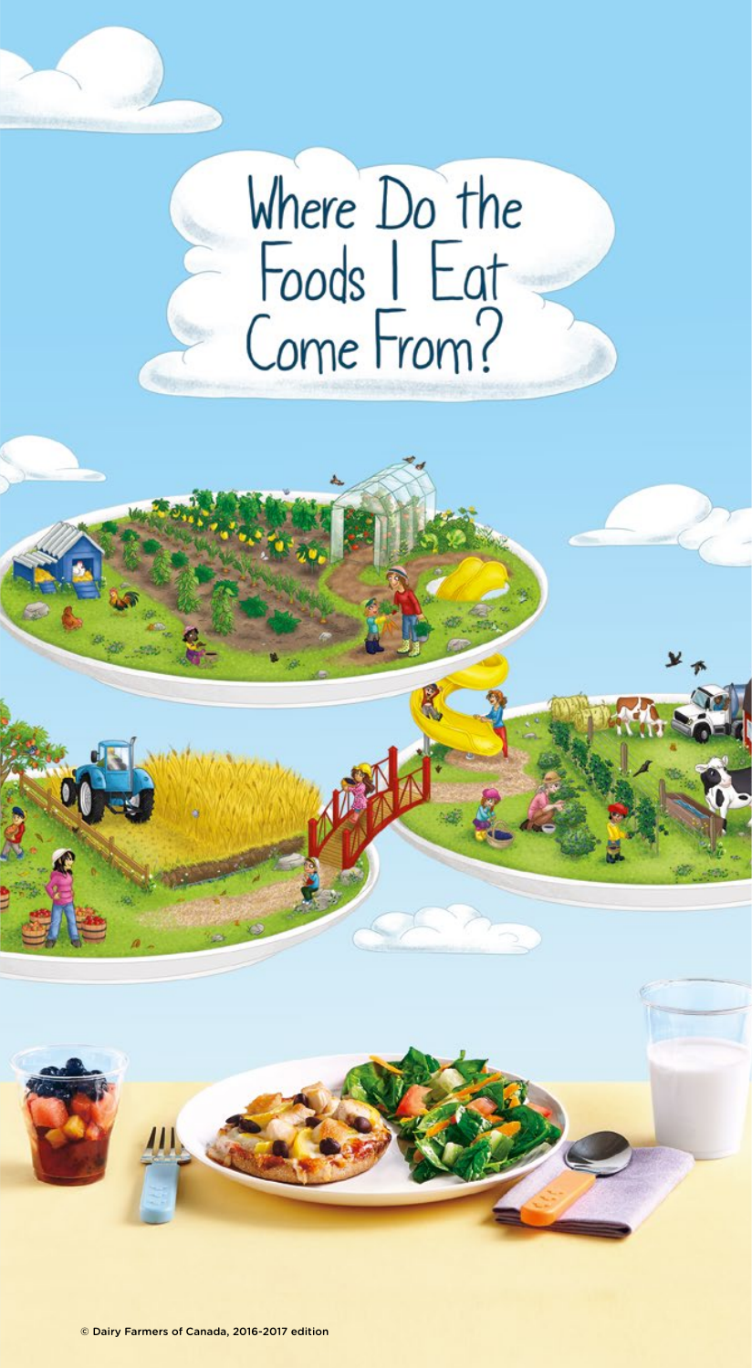# Where Do the Foods I Eat Come From?

© Dairy Farmers of Canada, 2016-2017 edition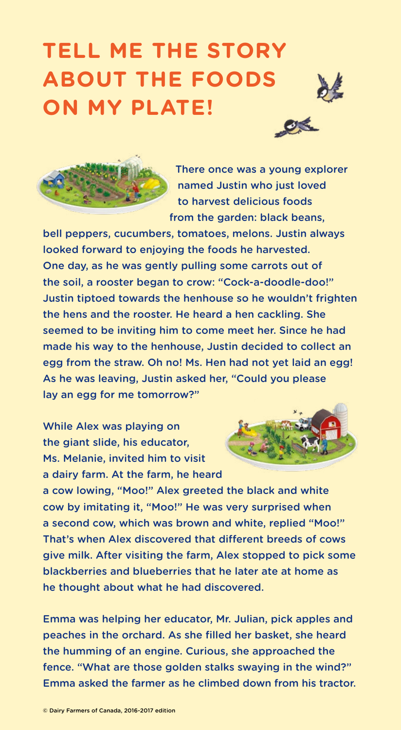# TELL ME THE STORY ABOUT THE FOODS ON MY PLATE!

There once was a young explorer named Justin who just loved to harvest delicious foods from the garden: black beans, bell peppers, cucumbers, tomatoes, melons. Justin always looked forward to enjoying the foods he harvested. One day, as he was gently pulling some carrots out of the soil, a rooster began to crow: "Cock-a-doodle-doo!" Justin tiptoed towards the henhouse so he wouldn't frighten the hens and the rooster. He heard a hen cackling. She seemed to be inviting him to come meet her. Since he had made his way to the henhouse, Justin decided to collect an egg from the straw. Oh no! Ms. Hen had not yet laid an egg! As he was leaving, Justin asked her, "Could you please lay an egg for me tomorrow?"

While Alex was playing on the giant slide, his educator, Ms. Melanie, invited him to visit a dairy farm. At the farm, he heard a cow lowing, "Moo!" Alex greeted the black and white cow by imitating it, "Moo!" He was very surprised when a second cow, which was brown and white, replied "Moo!" That's when Alex discovered that different breeds of cows give milk. After visiting the farm, Alex stopped to pick some blackberries and blueberries that he later ate at home as he thought about what he had discovered.

Emma was helping her educator, Mr. Julian, pick apples and peaches in the orchard. As she filled her basket, she heard the humming of an engine. Curious, she approached the fence. "What are those golden stalks swaying in the wind?" Emma asked the farmer as he climbed down from his tractor.

© Dairy Farmers of Canada, 2016-2017 edition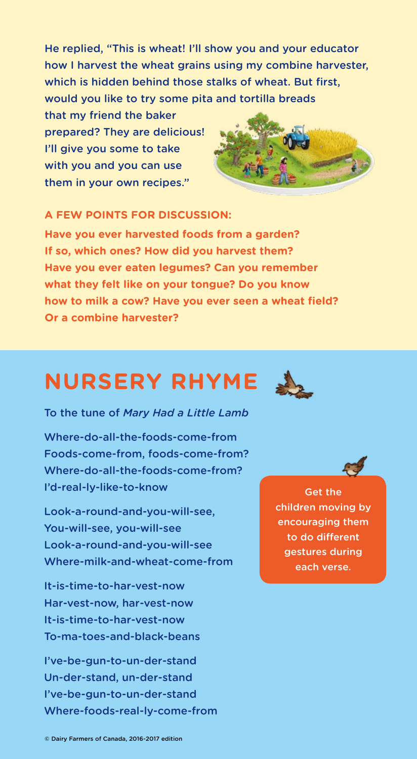He replied, "This is wheat! I'll show you and your educator how I harvest the wheat grains using my combine harvester, which is hidden behind those stalks of wheat. But first, would you like to try some pita and tortilla breads that my friend the baker prepared? They are delicious! I'll give you some to take with you and you can use them in your own recipes."

**A FEW POINTS FOR DISCUSSION:**

**Have you ever harvested foods from a garden? If so, which ones? How did you harvest them? Have you ever eaten legumes? Can you remember what they felt like on your tongue? Do you know how to milk a cow? Have you ever seen a wheat field? Or a combine harvester?**

# NURSERY RHYME

To the tune of *Mary Had a Little Lamb*

Where-do-all-the-foods-come-from  
Foods-come-from, foods-come-from?  
Where-do-all-the-foods-come-from?  
I'd-real-ly-like-to-know

Look-a-round-and-you-will-see,  
You-will-see, you-will-see  
Look-a-round-and-you-will-see  
Where-milk-and-wheat-come-from

It-is-time-to-har-vest-now  
Har-vest-now, har-vest-now  
It-is-time-to-har-vest-now  
To-ma-toes-and-black-beans

I've-be-gun-to-un-der-stand  
Un-der-stand, un-der-stand  
I've-be-gun-to-un-der-stand  
Where-foods-real-ly-come-from

Get the children moving by encouraging them to do different gestures during each verse.

© Dairy Farmers of Canada, 2016-2017 edition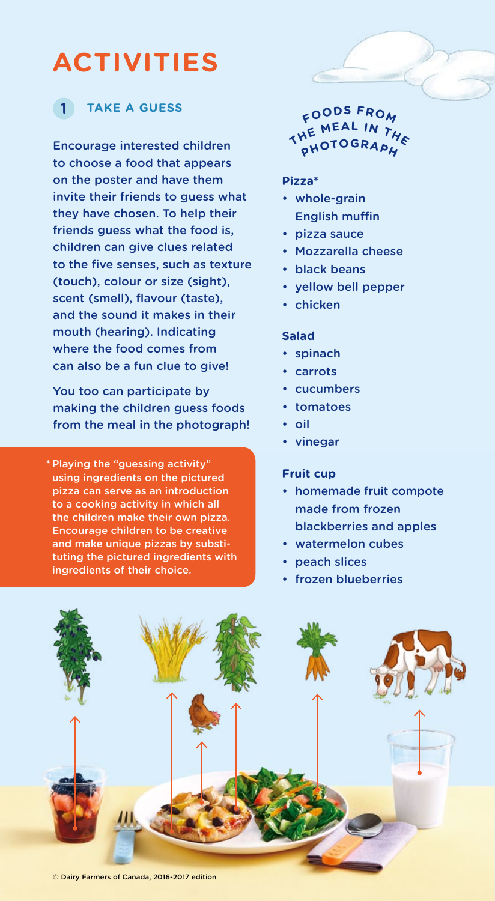# ACTIVITIES

## 1 TAKE A GUESS

Encourage interested children to choose a food that appears on the poster and have them invite their friends to guess what they have chosen. To help their friends guess what the food is, children can give clues related to the five senses, such as texture (touch), colour or size (sight), scent (smell), flavour (taste), and the sound it makes in their mouth (hearing). Indicating where the food comes from can also be a fun clue to give!

You too can participate by making the children guess foods from the meal in the photograph!

\* Playing the "guessing activity" using ingredients on the pictured pizza can serve as an introduction to a cooking activity in which all the children make their own pizza. Encourage children to be creative and make unique pizzas by substituting the pictured ingredients with ingredients of their choice.

### FOODS FROM THE MEAL IN THE PHOTOGRAPH

**Pizza***

- whole-grain English muffin
- pizza sauce
- Mozzarella cheese
- black beans
- yellow bell pepper
- chicken

**Salad**

- spinach
- carrots
- cucumbers
- tomatoes
- oil
- vinegar

**Fruit cup**

- homemade fruit compote made from frozen blackberries and apples
- watermelon cubes
- peach slices
- frozen blueberries

© Dairy Farmers of Canada, 2016-2017 edition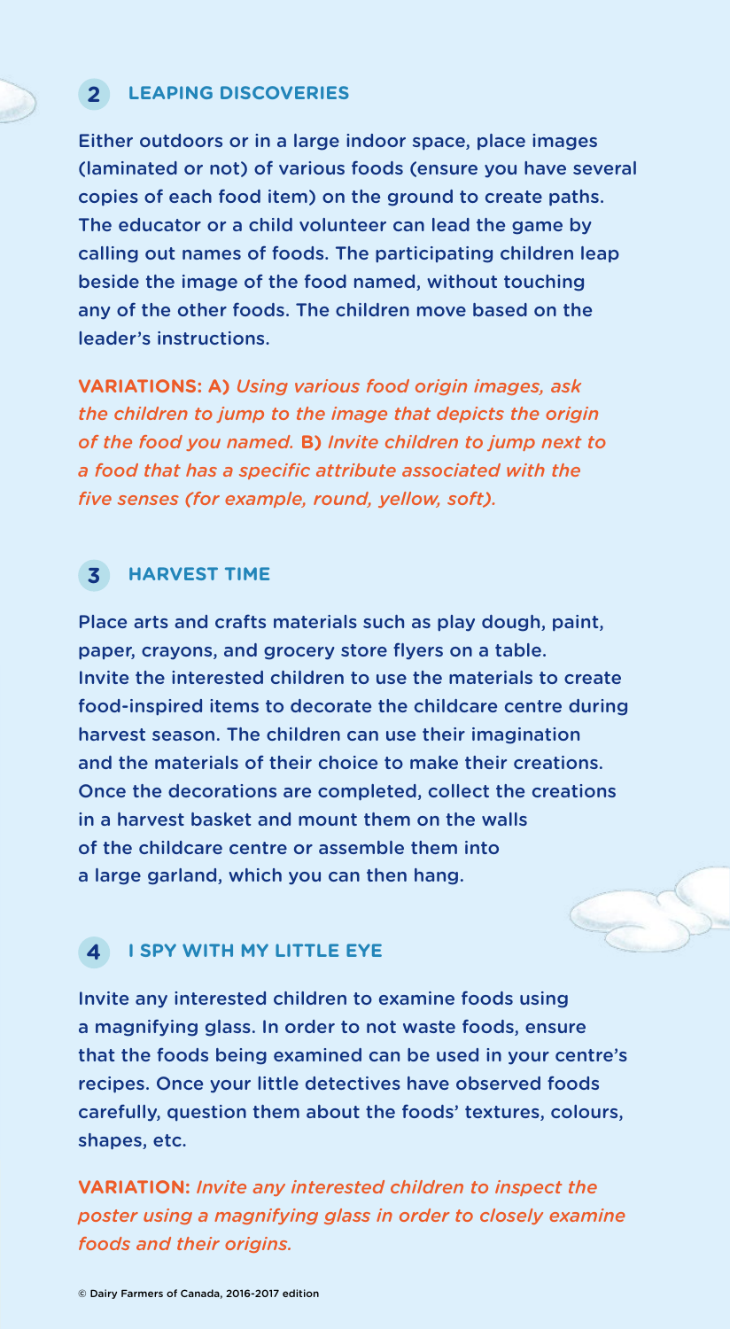## 2 LEAPING DISCOVERIES

Either outdoors or in a large indoor space, place images (laminated or not) of various foods (ensure you have several copies of each food item) on the ground to create paths. The educator or a child volunteer can lead the game by calling out names of foods. The participating children leap beside the image of the food named, without touching any of the other foods. The children move based on the leader's instructions.

**VARIATIONS: A)** *Using various food origin images, ask the children to jump to the image that depicts the origin of the food you named.* **B)** *Invite children to jump next to a food that has a specific attribute associated with the five senses (for example, round, yellow, soft).*

## 3 HARVEST TIME

Place arts and crafts materials such as play dough, paint, paper, crayons, and grocery store flyers on a table. Invite the interested children to use the materials to create food-inspired items to decorate the childcare centre during harvest season. The children can use their imagination and the materials of their choice to make their creations. Once the decorations are completed, collect the creations in a harvest basket and mount them on the walls of the childcare centre or assemble them into a large garland, which you can then hang.

## 4 I SPY WITH MY LITTLE EYE

Invite any interested children to examine foods using a magnifying glass. In order to not waste foods, ensure that the foods being examined can be used in your centre's recipes. Once your little detectives have observed foods carefully, question them about the foods' textures, colours, shapes, etc.

**VARIATION:** *Invite any interested children to inspect the poster using a magnifying glass in order to closely examine foods and their origins.*

© Dairy Farmers of Canada, 2016-2017 edition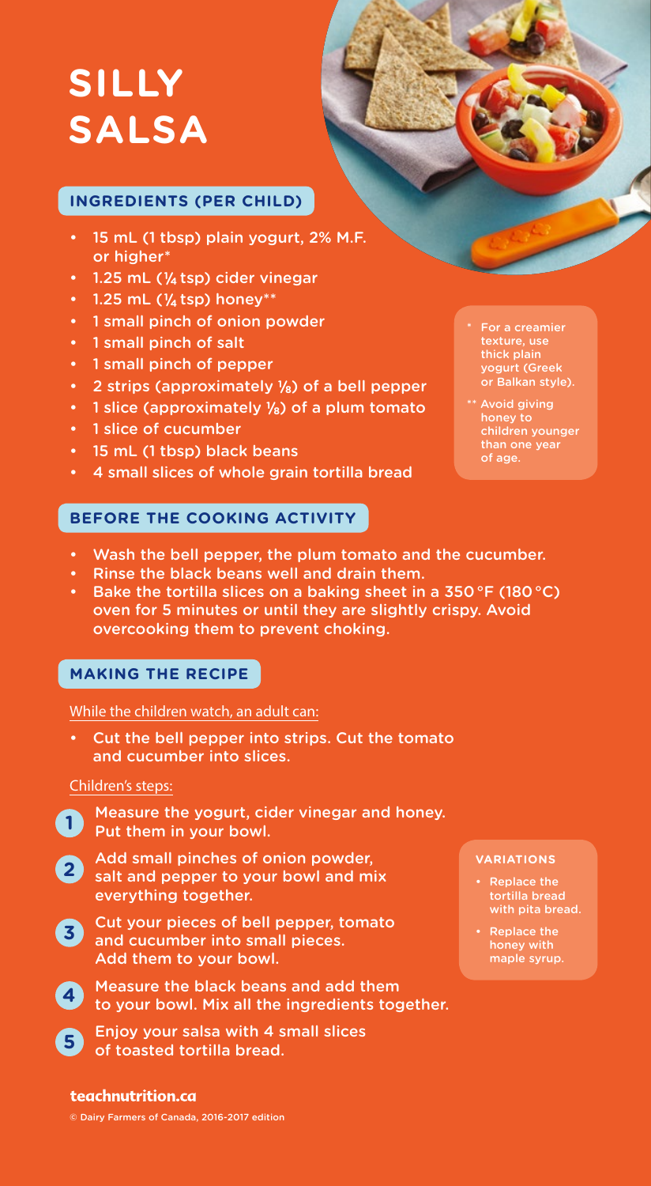# SILLY SALSA

## INGREDIENTS (PER CHILD)

- 15 mL (1 tbsp) plain yogurt, 2% M.F. or higher*
- 1.25 mL (¼ tsp) cider vinegar
- 1.25 mL (¼ tsp) honey**
- 1 small pinch of onion powder
- 1 small pinch of salt
- 1 small pinch of pepper
- 2 strips (approximately ⅛) of a bell pepper
- 1 slice (approximately ⅛) of a plum tomato
- 1 slice of cucumber
- 15 mL (1 tbsp) black beans
- 4 small slices of whole grain tortilla bread

\* For a creamier texture, use thick plain yogurt (Greek or Balkan style).

\*\* Avoid giving honey to children younger than one year of age.

## BEFORE THE COOKING ACTIVITY

- Wash the bell pepper, the plum tomato and the cucumber.
- Rinse the black beans well and drain them.
- Bake the tortilla slices on a baking sheet in a 350 °F (180 °C) oven for 5 minutes or until they are slightly crispy. Avoid overcooking them to prevent choking.

## MAKING THE RECIPE

While the children watch, an adult can:

- Cut the bell pepper into strips. Cut the tomato and cucumber into slices.

Children's steps:

1. Measure the yogurt, cider vinegar and honey. Put them in your bowl.
2. Add small pinches of onion powder, salt and pepper to your bowl and mix everything together.
3. Cut your pieces of bell pepper, tomato and cucumber into small pieces. Add them to your bowl.
4. Measure the black beans and add them to your bowl. Mix all the ingredients together.
5. Enjoy your salsa with 4 small slices of toasted tortilla bread.

### VARIATIONS

- Replace the tortilla bread with pita bread.
- Replace the honey with maple syrup.

**teachnutrition.ca**

© Dairy Farmers of Canada, 2016-2017 edition